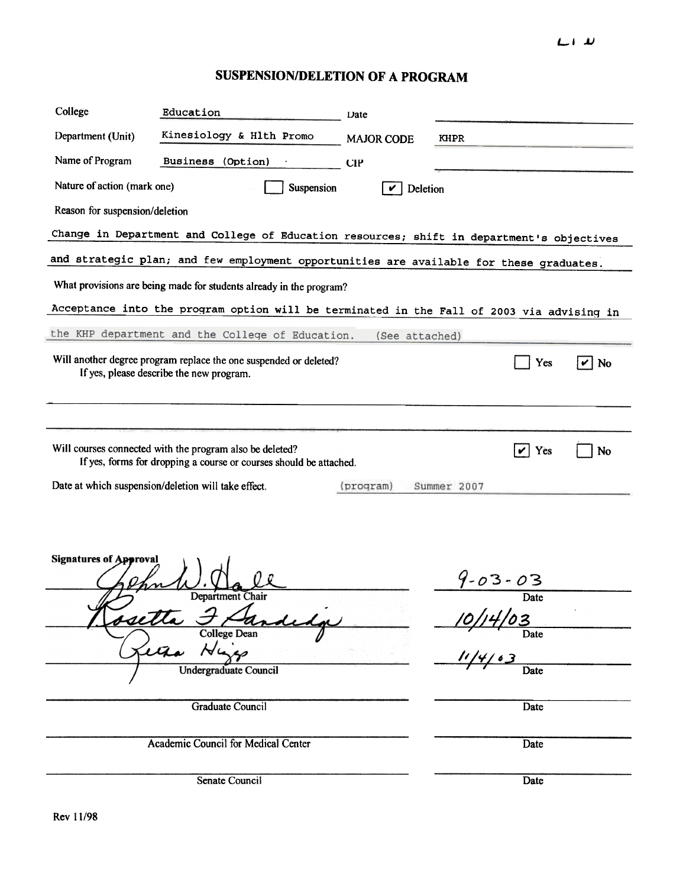# SUSPENSION/DELETION OF A PROGRAM

College: Education
Date:

Department (Unit): Kinesiology & Hlth Promo
MAJOR CODE: KHPR

Name of Program: Business (Option)
CIP:

Nature of action (mark one): ☐ Suspension ☑ Deletion

Reason for suspension/deletion

Change in Department and College of Education resources; shift in department's objectives and strategic plan; and few employment opportunities are available for these graduates.

What provisions are being made for students already in the program?

Acceptance into the program option will be terminated in the Fall of 2003 via advising in the KHP department and the College of Education. (See attached)

Will another degree program replace the one suspended or deleted? ☐ Yes ☑ No
If yes, please describe the new program.

Will courses connected with the program also be deleted? ☑ Yes ☐ No
If yes, forms for dropping a course or courses should be attached.

Date at which suspension/deletion will take effect. (program) Summer 2007

**Signatures of Approval**

| Signature | Date |
|---|---|
| John W. Hale — Department Chair | 9-03-03 |
| Rosetta F Sandidge — College Dean | 10/14/03 |
| Retha Higgs — Undergraduate Council | 11/4/03 |
| Graduate Council | Date |
| Academic Council for Medical Center | Date |
| Senate Council | Date |

Rev 11/98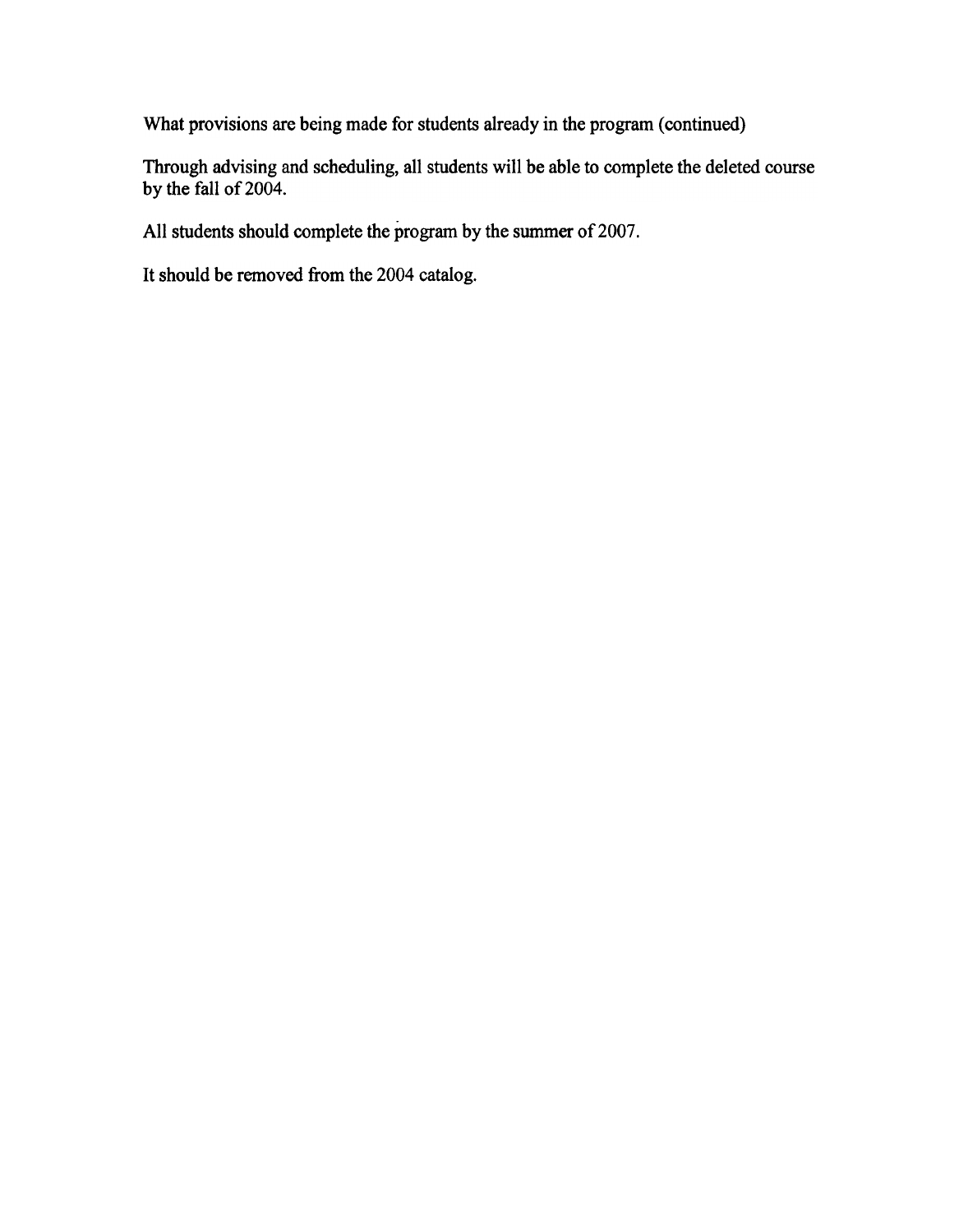What provisions are being made for students already in the program (continued)

Through advising and scheduling, all students will be able to complete the deleted course by the fall of 2004.

All students should complete the program by the summer of 2007.

It should be removed from the 2004 catalog.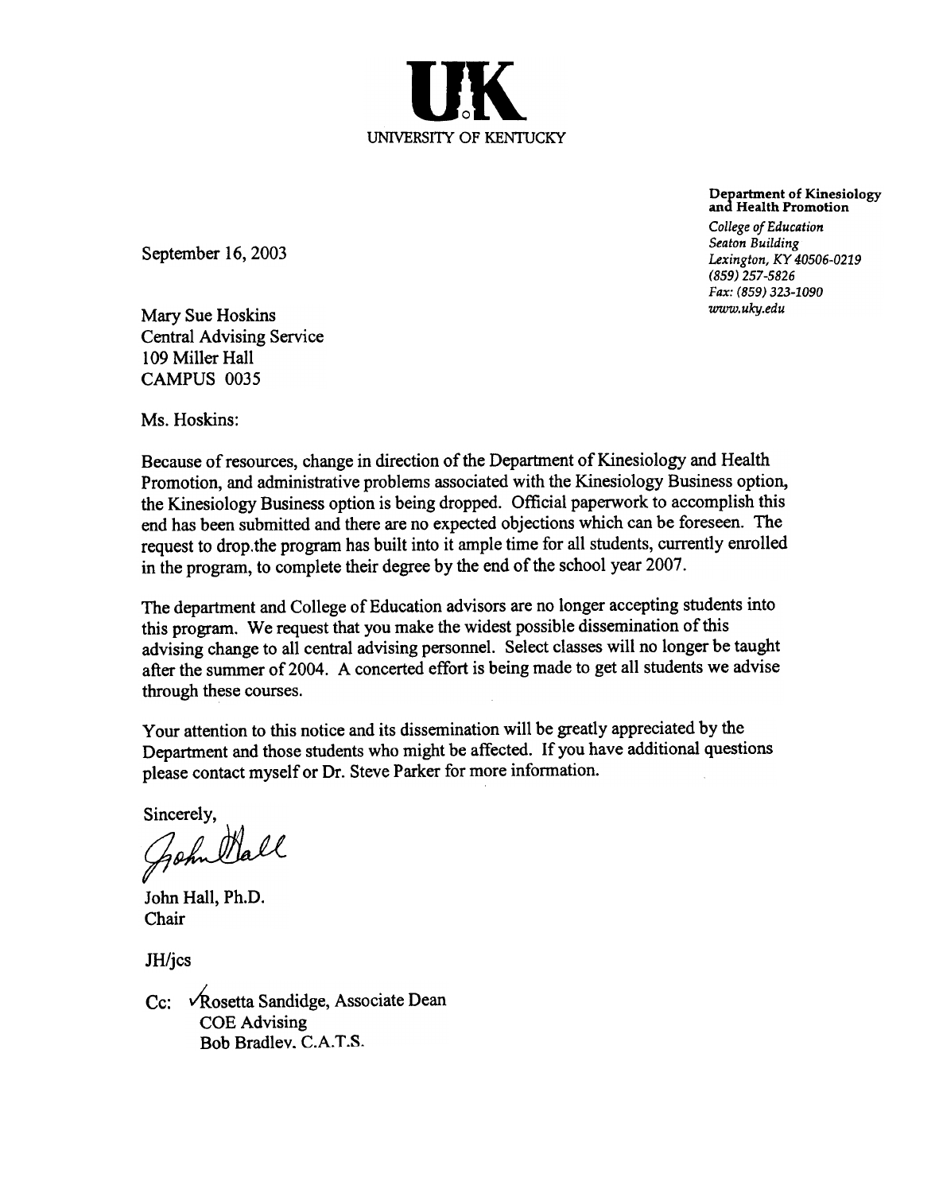**UK**

UNIVERSITY OF KENTUCKY

**Department of Kinesiology and Health Promotion**

*College of Education*
*Seaton Building*
*Lexington, KY 40506-0219*
*(859) 257-5826*
*Fax: (859) 323-1090*
*www.uky.edu*

September 16, 2003

Mary Sue Hoskins
Central Advising Service
109 Miller Hall
CAMPUS 0035

Ms. Hoskins:

Because of resources, change in direction of the Department of Kinesiology and Health Promotion, and administrative problems associated with the Kinesiology Business option, the Kinesiology Business option is being dropped. Official paperwork to accomplish this end has been submitted and there are no expected objections which can be foreseen. The request to drop.the program has built into it ample time for all students, currently enrolled in the program, to complete their degree by the end of the school year 2007.

The department and College of Education advisors are no longer accepting students into this program. We request that you make the widest possible dissemination of this advising change to all central advising personnel. Select classes will no longer be taught after the summer of 2004. A concerted effort is being made to get all students we advise through these courses.

Your attention to this notice and its dissemination will be greatly appreciated by the Department and those students who might be affected. If you have additional questions please contact myself or Dr. Steve Parker for more information.

Sincerely,

John Hall

John Hall, Ph.D.
Chair

JH/jcs

Cc: ✓Rosetta Sandidge, Associate Dean
COE Advising
Bob Bradley, C.A.T.S.